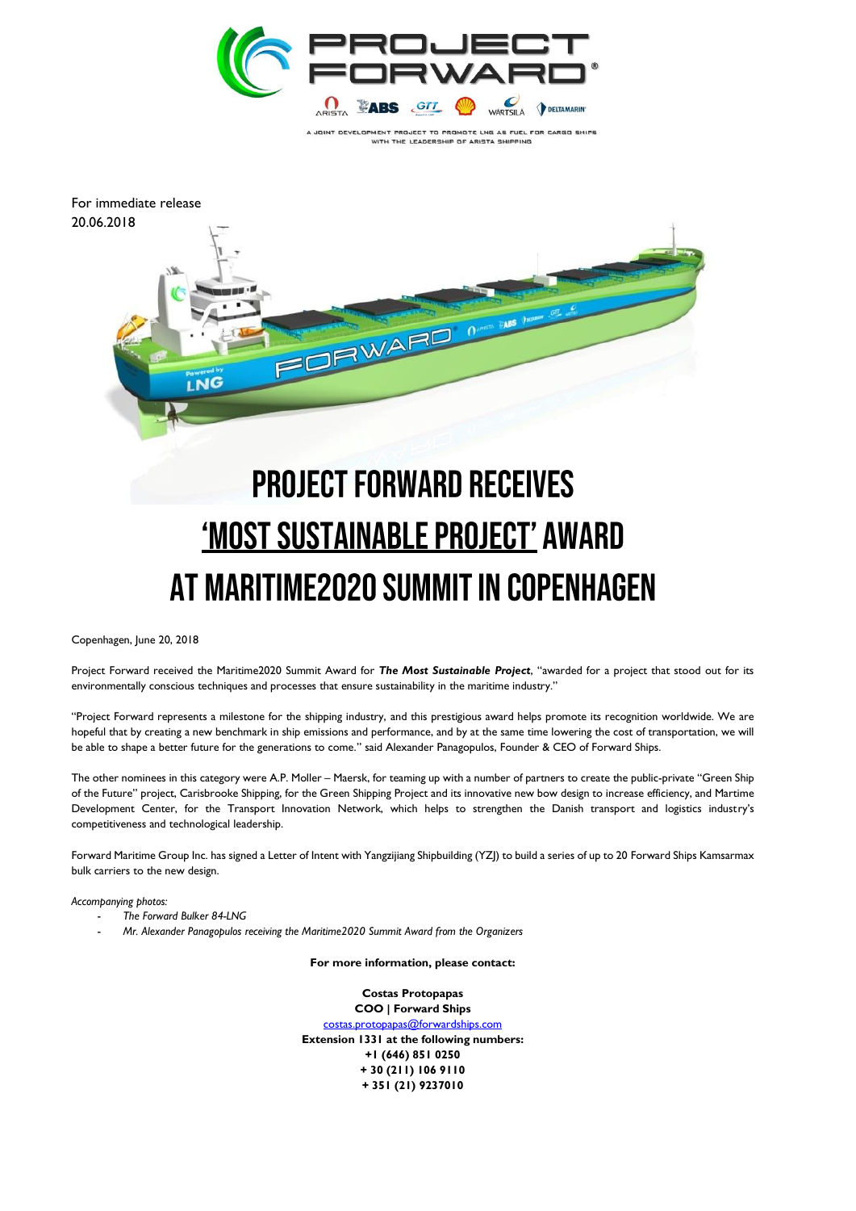A JOINT DEVELOPMENT PROJECT TO PROMOTE LNG AS FUEL FOR CARGO SHIPS WITH THE LEADERSHIP OF ARISTA SHIPPING

For immediate release
20.06.2018

# PROJECT FORWARD RECEIVES 'MOST SUSTAINABLE PROJECT' AWARD AT MARITIME2020 SUMMIT IN COPENHAGEN

Copenhagen, June 20, 2018

Project Forward received the Maritime2020 Summit Award for ***The Most Sustainable Project***, "awarded for a project that stood out for its environmentally conscious techniques and processes that ensure sustainability in the maritime industry."

"Project Forward represents a milestone for the shipping industry, and this prestigious award helps promote its recognition worldwide. We are hopeful that by creating a new benchmark in ship emissions and performance, and by at the same time lowering the cost of transportation, we will be able to shape a better future for the generations to come." said Alexander Panagopulos, Founder & CEO of Forward Ships.

The other nominees in this category were A.P. Moller – Maersk, for teaming up with a number of partners to create the public-private "Green Ship of the Future" project, Carisbrooke Shipping, for the Green Shipping Project and its innovative new bow design to increase efficiency, and Martime Development Center, for the Transport Innovation Network, which helps to strengthen the Danish transport and logistics industry's competitiveness and technological leadership.

Forward Maritime Group Inc. has signed a Letter of Intent with Yangzijiang Shipbuilding (YZJ) to build a series of up to 20 Forward Ships Kamsarmax bulk carriers to the new design.

*Accompanying photos:*

- *The Forward Bulker 84-LNG*
- *Mr. Alexander Panagopulos receiving the Maritime2020 Summit Award from the Organizers*

**For more information, please contact:**

**Costas Protopapas**
**COO | Forward Ships**
costas.protopapas@forwardships.com
**Extension 1331 at the following numbers:**
**+1 (646) 851 0250**
**+ 30 (211) 106 9110**
**+ 351 (21) 9237010**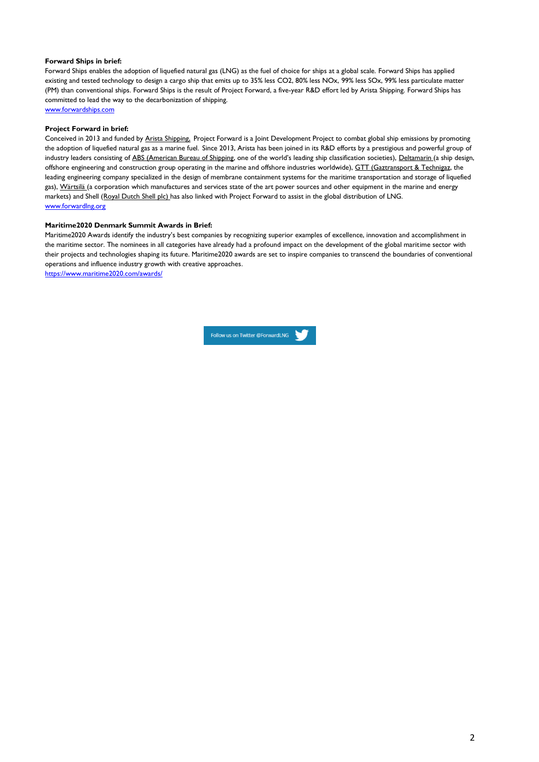**Forward Ships in brief:**

Forward Ships enables the adoption of liquefied natural gas (LNG) as the fuel of choice for ships at a global scale. Forward Ships has applied existing and tested technology to design a cargo ship that emits up to 35% less $CO_2$, 80% less $NO_x$, 99% less $SO_x$, 99% less particulate matter (PM) than conventional ships. Forward Ships is the result of Project Forward, a five-year R&D effort led by Arista Shipping. Forward Ships has committed to lead the way to the decarbonization of shipping.

www.forwardships.com

**Project Forward in brief:**

Conceived in 2013 and funded by Arista Shipping, Project Forward is a Joint Development Project to combat global ship emissions by promoting the adoption of liquefied natural gas as a marine fuel. Since 2013, Arista has been joined in its R&D efforts by a prestigious and powerful group of industry leaders consisting of ABS (American Bureau of Shipping, one of the world's leading ship classification societies), Deltamarin (a ship design, offshore engineering and construction group operating in the marine and offshore industries worldwide), GTT (Gaztransport & Technigaz, the leading engineering company specialized in the design of membrane containment systems for the maritime transportation and storage of liquefied gas), Wärtsilä (a corporation which manufactures and services state of the art power sources and other equipment in the marine and energy markets) and Shell (Royal Dutch Shell plc) has also linked with Project Forward to assist in the global distribution of LNG.

www.forwardlng.org

**Maritime2020 Denmark Summit Awards in Brief:**

Maritime2020 Awards identify the industry's best companies by recognizing superior examples of excellence, innovation and accomplishment in the maritime sector. The nominees in all categories have already had a profound impact on the development of the global maritime sector with their projects and technologies shaping its future. Maritime2020 awards are set to inspire companies to transcend the boundaries of conventional operations and influence industry growth with creative approaches.

https://www.maritime2020.com/awards/

Follow us on Twitter @ForwardLNG